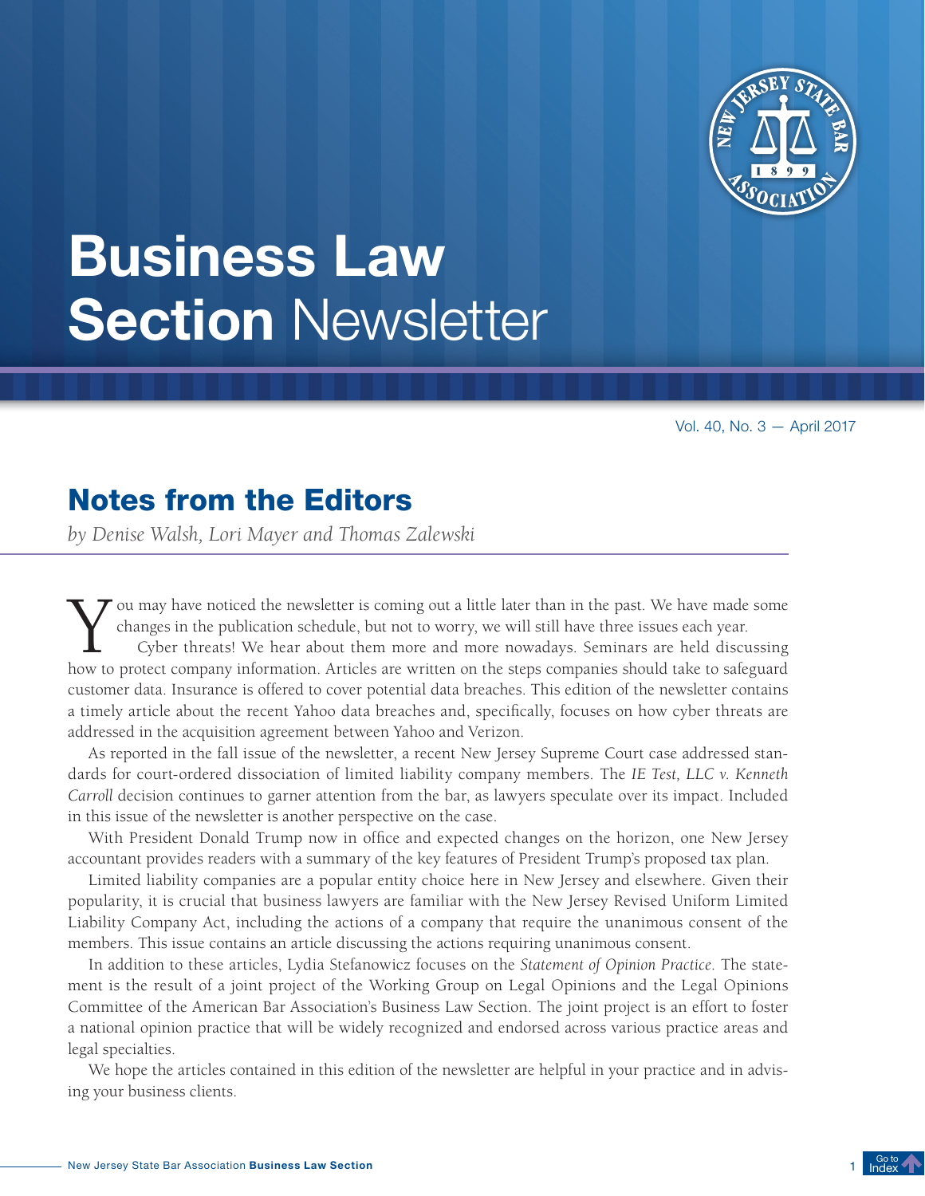# Business Law Section Newsletter

Vol. 40, No. 3 — April 2017

## Notes from the Editors

*by Denise Walsh, Lori Mayer and Thomas Zalewski*

You may have noticed the newsletter is coming out a little later than in the past. We have made some changes in the publication schedule, but not to worry, we will still have three issues each year.

Cyber threats! We hear about them more and more nowadays. Seminars are held discussing how to protect company information. Articles are written on the steps companies should take to safeguard customer data. Insurance is offered to cover potential data breaches. This edition of the newsletter contains a timely article about the recent Yahoo data breaches and, specifically, focuses on how cyber threats are addressed in the acquisition agreement between Yahoo and Verizon.

As reported in the fall issue of the newsletter, a recent New Jersey Supreme Court case addressed standards for court-ordered dissociation of limited liability company members. The *IE Test, LLC v. Kenneth Carroll* decision continues to garner attention from the bar, as lawyers speculate over its impact. Included in this issue of the newsletter is another perspective on the case.

With President Donald Trump now in office and expected changes on the horizon, one New Jersey accountant provides readers with a summary of the key features of President Trump's proposed tax plan.

Limited liability companies are a popular entity choice here in New Jersey and elsewhere. Given their popularity, it is crucial that business lawyers are familiar with the New Jersey Revised Uniform Limited Liability Company Act, including the actions of a company that require the unanimous consent of the members. This issue contains an article discussing the actions requiring unanimous consent.

In addition to these articles, Lydia Stefanowicz focuses on the *Statement of Opinion Practice*. The statement is the result of a joint project of the Working Group on Legal Opinions and the Legal Opinions Committee of the American Bar Association's Business Law Section. The joint project is an effort to foster a national opinion practice that will be widely recognized and endorsed across various practice areas and legal specialties.

We hope the articles contained in this edition of the newsletter are helpful in your practice and in advising your business clients.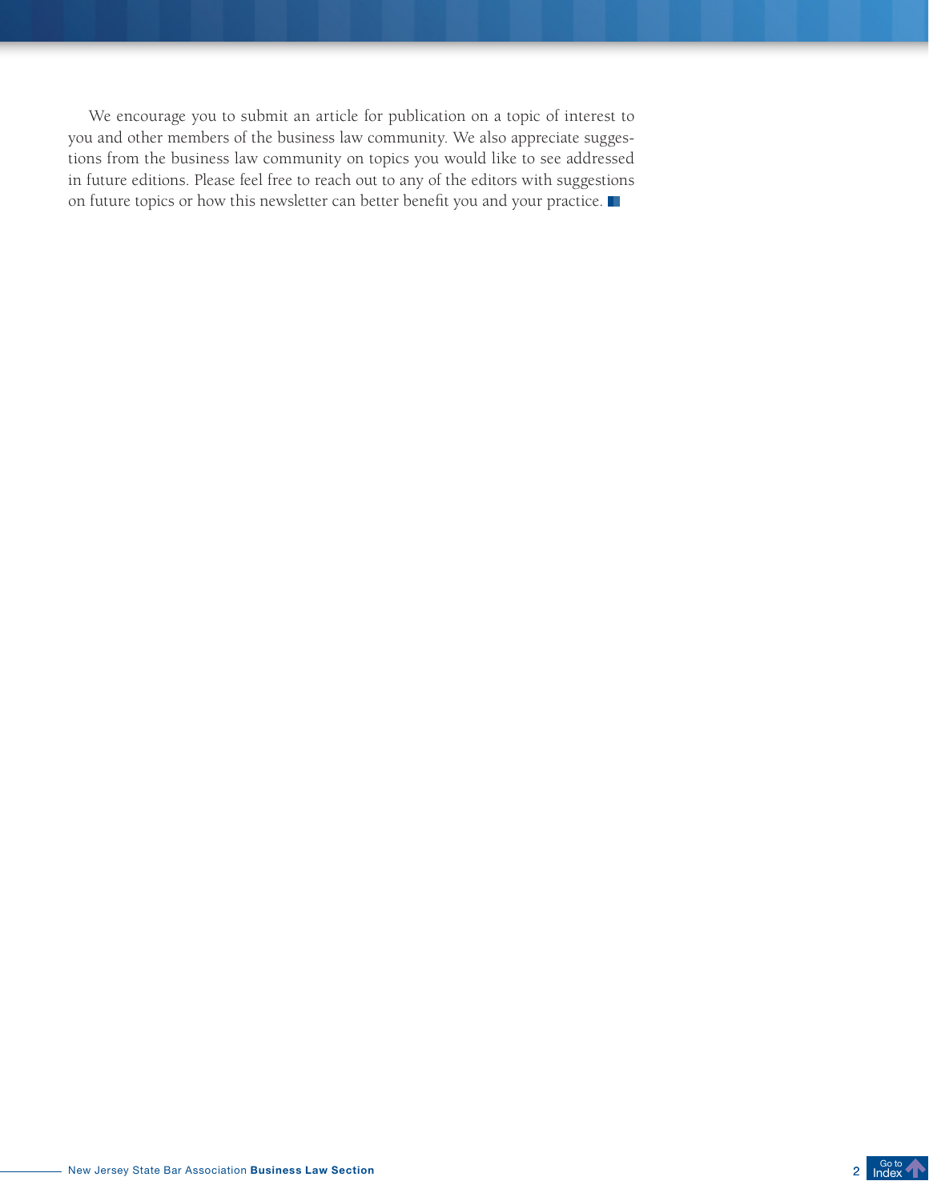We encourage you to submit an article for publication on a topic of interest to you and other members of the business law community. We also appreciate suggestions from the business law community on topics you would like to see addressed in future editions. Please feel free to reach out to any of the editors with suggestions on future topics or how this newsletter can better benefit you and your practice.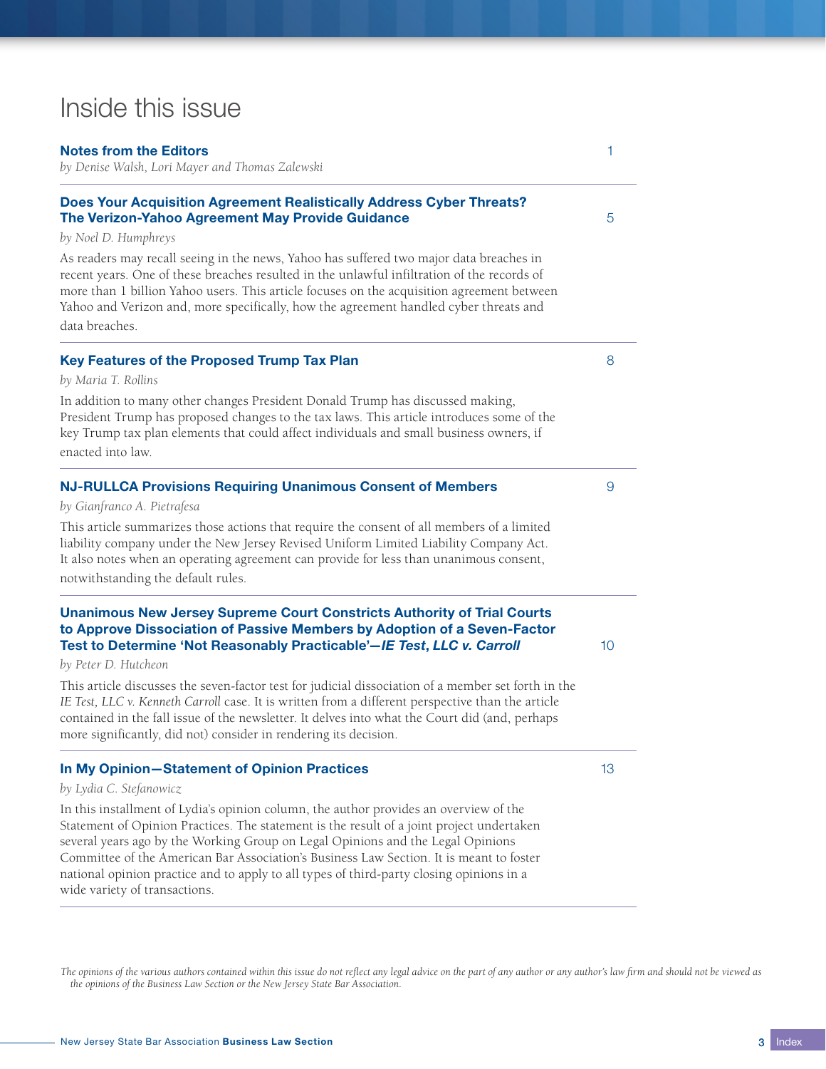# Inside this issue

**Notes from the Editors** 1

*by Denise Walsh, Lori Mayer and Thomas Zalewski*

---

**Does Your Acquisition Agreement Realistically Address Cyber Threats? The Verizon-Yahoo Agreement May Provide Guidance** 5

*by Noel D. Humphreys*

As readers may recall seeing in the news, Yahoo has suffered two major data breaches in recent years. One of these breaches resulted in the unlawful infiltration of the records of more than 1 billion Yahoo users. This article focuses on the acquisition agreement between Yahoo and Verizon and, more specifically, how the agreement handled cyber threats and data breaches.

---

**Key Features of the Proposed Trump Tax Plan** 8

*by Maria T. Rollins*

In addition to many other changes President Donald Trump has discussed making, President Trump has proposed changes to the tax laws. This article introduces some of the key Trump tax plan elements that could affect individuals and small business owners, if enacted into law.

---

**NJ-RULLCA Provisions Requiring Unanimous Consent of Members** 9

*by Gianfranco A. Pietrafesa*

This article summarizes those actions that require the consent of all members of a limited liability company under the New Jersey Revised Uniform Limited Liability Company Act. It also notes when an operating agreement can provide for less than unanimous consent, notwithstanding the default rules.

---

**Unanimous New Jersey Supreme Court Constricts Authority of Trial Courts to Approve Dissociation of Passive Members by Adoption of a Seven-Factor Test to Determine 'Not Reasonably Practicable'—*IE Test, LLC v. Carroll*** 10

*by Peter D. Hutcheon*

This article discusses the seven-factor test for judicial dissociation of a member set forth in the *IE Test, LLC v. Kenneth Carroll* case. It is written from a different perspective than the article contained in the fall issue of the newsletter. It delves into what the Court did (and, perhaps more significantly, did not) consider in rendering its decision.

---

**In My Opinion—Statement of Opinion Practices** 13

*by Lydia C. Stefanowicz*

In this installment of Lydia's opinion column, the author provides an overview of the Statement of Opinion Practices. The statement is the result of a joint project undertaken several years ago by the Working Group on Legal Opinions and the Legal Opinions Committee of the American Bar Association's Business Law Section. It is meant to foster national opinion practice and to apply to all types of third-party closing opinions in a wide variety of transactions.

---

*The opinions of the various authors contained within this issue do not reflect any legal advice on the part of any author or any author's law firm and should not be viewed as the opinions of the Business Law Section or the New Jersey State Bar Association.*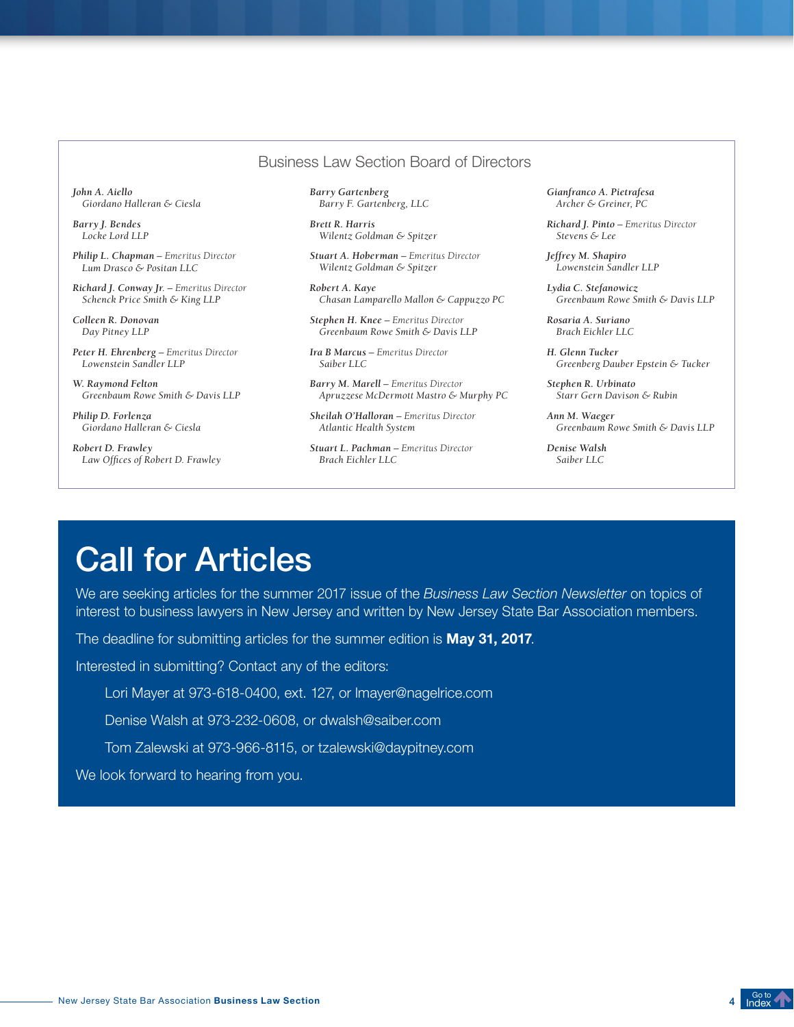## Business Law Section Board of Directors

*John A. Aiello*
Giordano Halleran & Ciesla

*Barry J. Bendes*
Locke Lord LLP

*Philip L. Chapman* – Emeritus Director
Lum Drasco & Positan LLC

*Richard J. Conway Jr.* – Emeritus Director
Schenck Price Smith & King LLP

*Colleen R. Donovan*
Day Pitney LLP

*Peter H. Ehrenberg* – Emeritus Director
Lowenstein Sandler LLP

*W. Raymond Felton*
Greenbaum Rowe Smith & Davis LLP

*Philip D. Forlenza*
Giordano Halleran & Ciesla

*Robert D. Frawley*
Law Offices of Robert D. Frawley

*Barry Gartenberg*
Barry F. Gartenberg, LLC

*Brett R. Harris*
Wilentz Goldman & Spitzer

*Stuart A. Hoberman* – Emeritus Director
Wilentz Goldman & Spitzer

*Robert A. Kaye*
Chasan Lamparello Mallon & Cappuzzo PC

*Stephen H. Knee* – Emeritus Director
Greenbaum Rowe Smith & Davis LLP

*Ira B Marcus* – Emeritus Director
Saiber LLC

*Barry M. Marell* – Emeritus Director
Apruzzese McDermott Mastro & Murphy PC

*Sheilah O'Halloran* – Emeritus Director
Atlantic Health System

*Stuart L. Pachman* – Emeritus Director
Brach Eichler LLC

*Gianfranco A. Pietrafesa*
Archer & Greiner, PC

*Richard J. Pinto* – Emeritus Director
Stevens & Lee

*Jeffrey M. Shapiro*
Lowenstein Sandler LLP

*Lydia C. Stefanowicz*
Greenbaum Rowe Smith & Davis LLP

*Rosaria A. Suriano*
Brach Eichler LLC

*H. Glenn Tucker*
Greenberg Dauber Epstein & Tucker

*Stephen R. Urbinato*
Starr Gern Davison & Rubin

*Ann M. Waeger*
Greenbaum Rowe Smith & Davis LLP

*Denise Walsh*
Saiber LLC

# Call for Articles

We are seeking articles for the summer 2017 issue of the *Business Law Section Newsletter* on topics of interest to business lawyers in New Jersey and written by New Jersey State Bar Association members.

The deadline for submitting articles for the summer edition is **May 31, 2017**.

Interested in submitting? Contact any of the editors:

Lori Mayer at 973-618-0400, ext. 127, or lmayer@nagelrice.com

Denise Walsh at 973-232-0608, or dwalsh@saiber.com

Tom Zalewski at 973-966-8115, or tzalewski@daypitney.com

We look forward to hearing from you.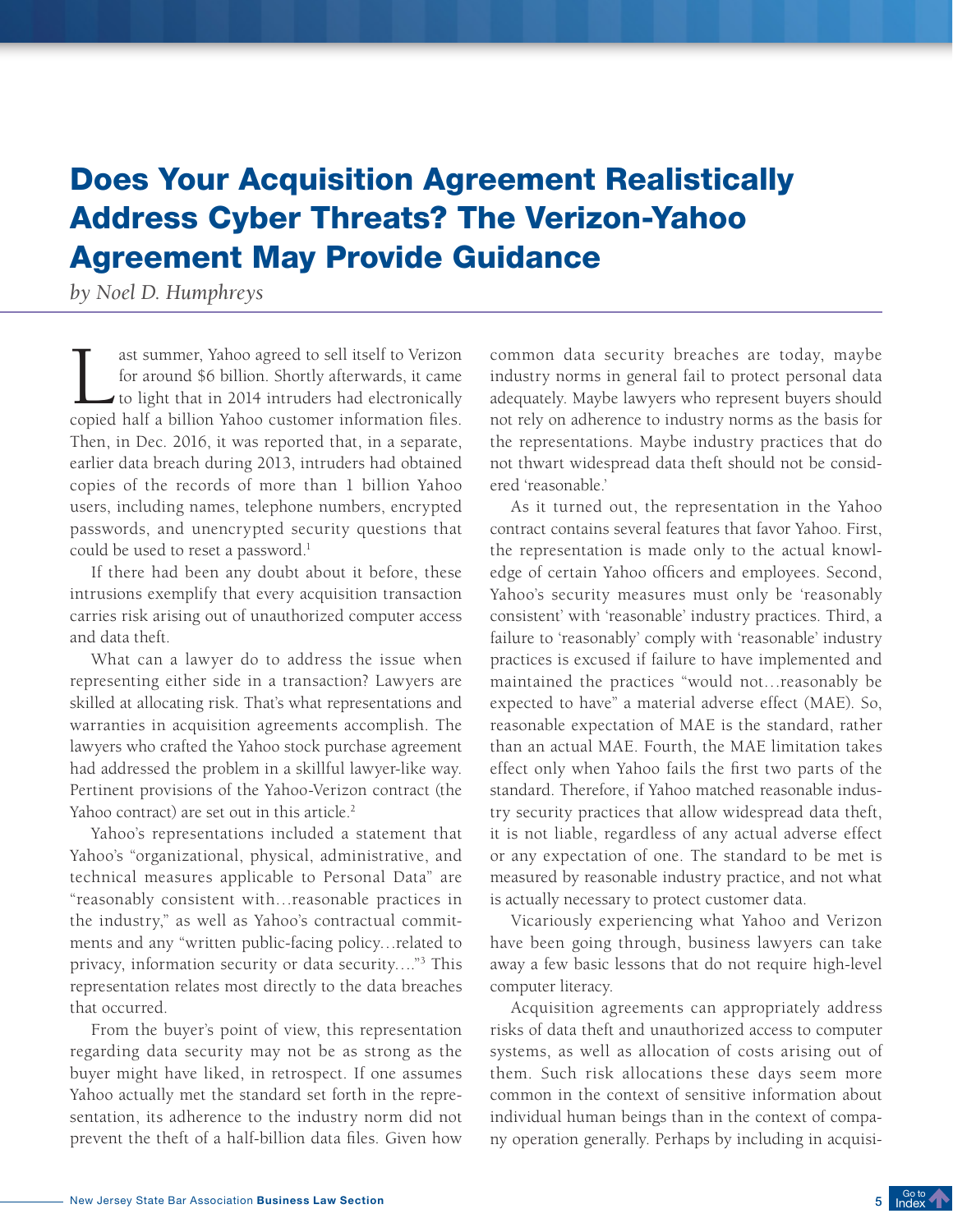# Does Your Acquisition Agreement Realistically Address Cyber Threats? The Verizon-Yahoo Agreement May Provide Guidance

*by Noel D. Humphreys*

Last summer, Yahoo agreed to sell itself to Verizon for around $6 billion. Shortly afterwards, it came to light that in 2014 intruders had electronically copied half a billion Yahoo customer information files. Then, in Dec. 2016, it was reported that, in a separate, earlier data breach during 2013, intruders had obtained copies of the records of more than 1 billion Yahoo users, including names, telephone numbers, encrypted passwords, and unencrypted security questions that could be used to reset a password.[1]

If there had been any doubt about it before, these intrusions exemplify that every acquisition transaction carries risk arising out of unauthorized computer access and data theft.

What can a lawyer do to address the issue when representing either side in a transaction? Lawyers are skilled at allocating risk. That's what representations and warranties in acquisition agreements accomplish. The lawyers who crafted the Yahoo stock purchase agreement had addressed the problem in a skillful lawyer-like way. Pertinent provisions of the Yahoo-Verizon contract (the Yahoo contract) are set out in this article.[2]

Yahoo's representations included a statement that Yahoo's "organizational, physical, administrative, and technical measures applicable to Personal Data" are "reasonably consistent with…reasonable practices in the industry," as well as Yahoo's contractual commitments and any "written public-facing policy…related to privacy, information security or data security…."[3] This representation relates most directly to the data breaches that occurred.

From the buyer's point of view, this representation regarding data security may not be as strong as the buyer might have liked, in retrospect. If one assumes Yahoo actually met the standard set forth in the representation, its adherence to the industry norm did not prevent the theft of a half-billion data files. Given how common data security breaches are today, maybe industry norms in general fail to protect personal data adequately. Maybe lawyers who represent buyers should not rely on adherence to industry norms as the basis for the representations. Maybe industry practices that do not thwart widespread data theft should not be considered 'reasonable.'

As it turned out, the representation in the Yahoo contract contains several features that favor Yahoo. First, the representation is made only to the actual knowledge of certain Yahoo officers and employees. Second, Yahoo's security measures must only be 'reasonably consistent' with 'reasonable' industry practices. Third, a failure to 'reasonably' comply with 'reasonable' industry practices is excused if failure to have implemented and maintained the practices "would not…reasonably be expected to have" a material adverse effect (MAE). So, reasonable expectation of MAE is the standard, rather than an actual MAE. Fourth, the MAE limitation takes effect only when Yahoo fails the first two parts of the standard. Therefore, if Yahoo matched reasonable industry security practices that allow widespread data theft, it is not liable, regardless of any actual adverse effect or any expectation of one. The standard to be met is measured by reasonable industry practice, and not what is actually necessary to protect customer data.

Vicariously experiencing what Yahoo and Verizon have been going through, business lawyers can take away a few basic lessons that do not require high-level computer literacy.

Acquisition agreements can appropriately address risks of data theft and unauthorized access to computer systems, as well as allocation of costs arising out of them. Such risk allocations these days seem more common in the context of sensitive information about individual human beings than in the context of company operation generally. Perhaps by including in acquisi-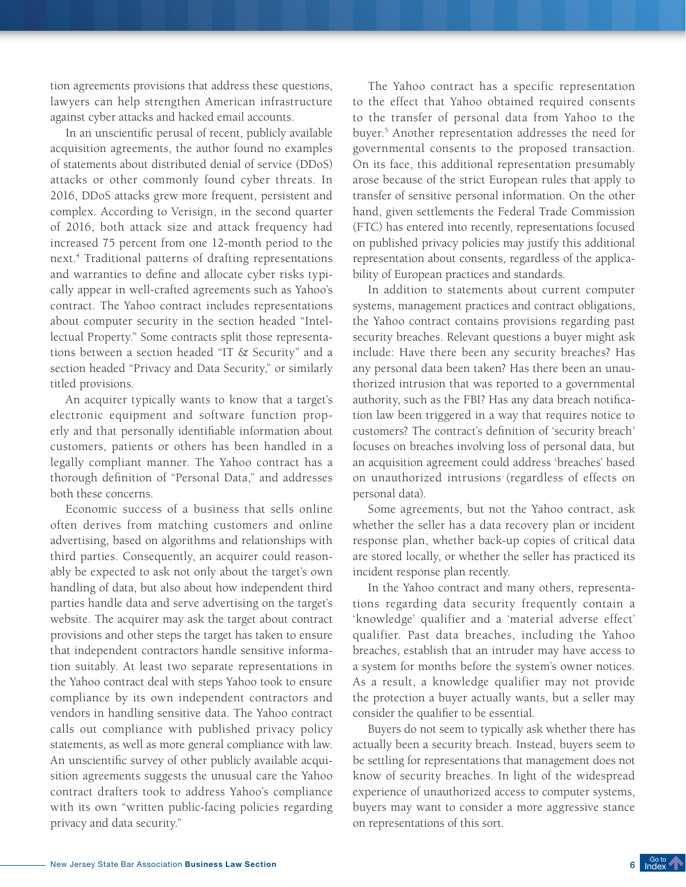tion agreements provisions that address these questions, lawyers can help strengthen American infrastructure against cyber attacks and hacked email accounts.

In an unscientific perusal of recent, publicly available acquisition agreements, the author found no examples of statements about distributed denial of service (DDoS) attacks or other commonly found cyber threats. In 2016, DDoS attacks grew more frequent, persistent and complex. According to Verisign, in the second quarter of 2016, both attack size and attack frequency had increased 75 percent from one 12-month period to the next.[4] Traditional patterns of drafting representations and warranties to define and allocate cyber risks typically appear in well-crafted agreements such as Yahoo's contract. The Yahoo contract includes representations about computer security in the section headed "Intellectual Property." Some contracts split those representations between a section headed "IT & Security" and a section headed "Privacy and Data Security," or similarly titled provisions.

An acquirer typically wants to know that a target's electronic equipment and software function properly and that personally identifiable information about customers, patients or others has been handled in a legally compliant manner. The Yahoo contract has a thorough definition of "Personal Data," and addresses both these concerns.

Economic success of a business that sells online often derives from matching customers and online advertising, based on algorithms and relationships with third parties. Consequently, an acquirer could reasonably be expected to ask not only about the target's own handling of data, but also about how independent third parties handle data and serve advertising on the target's website. The acquirer may ask the target about contract provisions and other steps the target has taken to ensure that independent contractors handle sensitive information suitably. At least two separate representations in the Yahoo contract deal with steps Yahoo took to ensure compliance by its own independent contractors and vendors in handling sensitive data. The Yahoo contract calls out compliance with published privacy policy statements, as well as more general compliance with law. An unscientific survey of other publicly available acquisition agreements suggests the unusual care the Yahoo contract drafters took to address Yahoo's compliance with its own "written public-facing policies regarding privacy and data security."

The Yahoo contract has a specific representation to the effect that Yahoo obtained required consents to the transfer of personal data from Yahoo to the buyer.[5] Another representation addresses the need for governmental consents to the proposed transaction. On its face, this additional representation presumably arose because of the strict European rules that apply to transfer of sensitive personal information. On the other hand, given settlements the Federal Trade Commission (FTC) has entered into recently, representations focused on published privacy policies may justify this additional representation about consents, regardless of the applicability of European practices and standards.

In addition to statements about current computer systems, management practices and contract obligations, the Yahoo contract contains provisions regarding past security breaches. Relevant questions a buyer might ask include: Have there been any security breaches? Has any personal data been taken? Has there been an unauthorized intrusion that was reported to a governmental authority, such as the FBI? Has any data breach notification law been triggered in a way that requires notice to customers? The contract's definition of 'security breach' focuses on breaches involving loss of personal data, but an acquisition agreement could address 'breaches' based on unauthorized intrusions (regardless of effects on personal data).

Some agreements, but not the Yahoo contract, ask whether the seller has a data recovery plan or incident response plan, whether back-up copies of critical data are stored locally, or whether the seller has practiced its incident response plan recently.

In the Yahoo contract and many others, representations regarding data security frequently contain a 'knowledge' qualifier and a 'material adverse effect' qualifier. Past data breaches, including the Yahoo breaches, establish that an intruder may have access to a system for months before the system's owner notices. As a result, a knowledge qualifier may not provide the protection a buyer actually wants, but a seller may consider the qualifier to be essential.

Buyers do not seem to typically ask whether there has actually been a security breach. Instead, buyers seem to be settling for representations that management does not know of security breaches. In light of the widespread experience of unauthorized access to computer systems, buyers may want to consider a more aggressive stance on representations of this sort.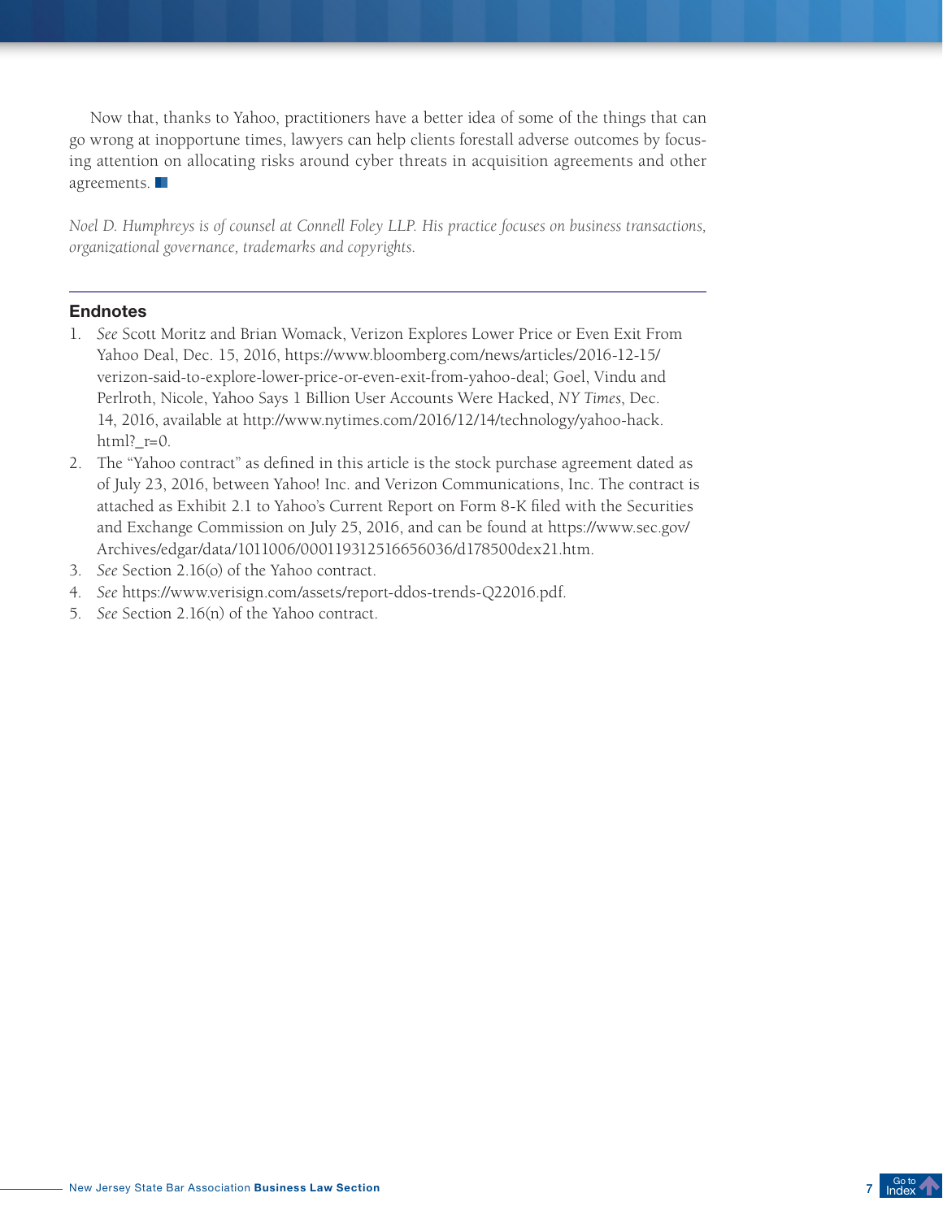Now that, thanks to Yahoo, practitioners have a better idea of some of the things that can go wrong at inopportune times, lawyers can help clients forestall adverse outcomes by focusing attention on allocating risks around cyber threats in acquisition agreements and other agreements.

*Noel D. Humphreys is of counsel at Connell Foley LLP. His practice focuses on business transactions, organizational governance, trademarks and copyrights.*

---

### Endnotes

1. *See* Scott Moritz and Brian Womack, Verizon Explores Lower Price or Even Exit From Yahoo Deal, Dec. 15, 2016, https://www.bloomberg.com/news/articles/2016-12-15/verizon-said-to-explore-lower-price-or-even-exit-from-yahoo-deal; Goel, Vindu and Perlroth, Nicole, Yahoo Says 1 Billion User Accounts Were Hacked, *NY Times*, Dec. 14, 2016, available at http://www.nytimes.com/2016/12/14/technology/yahoo-hack.html?_r=0.
2. The "Yahoo contract" as defined in this article is the stock purchase agreement dated as of July 23, 2016, between Yahoo! Inc. and Verizon Communications, Inc. The contract is attached as Exhibit 2.1 to Yahoo's Current Report on Form 8-K filed with the Securities and Exchange Commission on July 25, 2016, and can be found at https://www.sec.gov/Archives/edgar/data/1011006/000119312516656036/d178500dex21.htm.
3. *See* Section 2.16(o) of the Yahoo contract.
4. *See* https://www.verisign.com/assets/report-ddos-trends-Q22016.pdf.
5. *See* Section 2.16(n) of the Yahoo contract.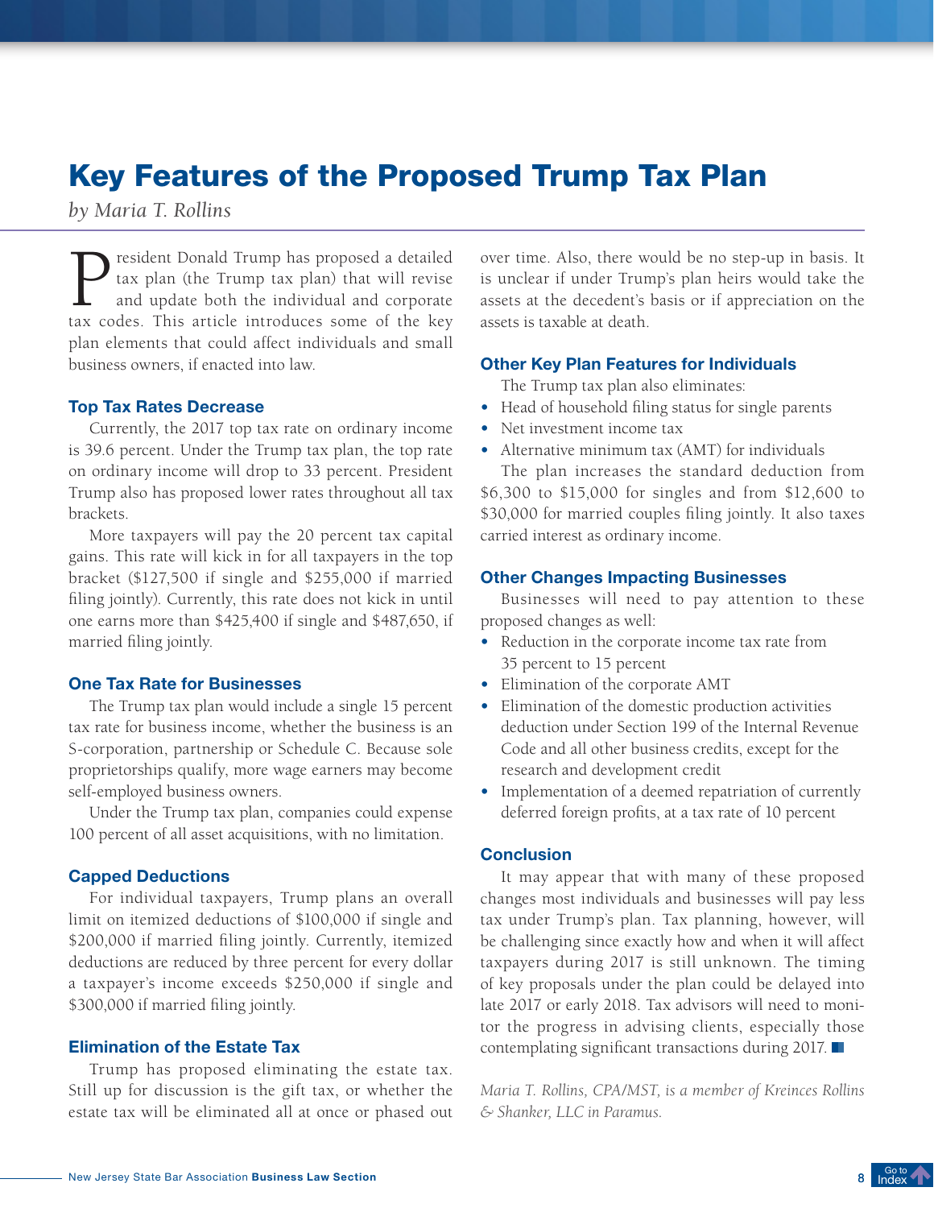# Key Features of the Proposed Trump Tax Plan

*by Maria T. Rollins*

President Donald Trump has proposed a detailed tax plan (the Trump tax plan) that will revise and update both the individual and corporate tax codes. This article introduces some of the key plan elements that could affect individuals and small business owners, if enacted into law.

### Top Tax Rates Decrease

Currently, the 2017 top tax rate on ordinary income is 39.6 percent. Under the Trump tax plan, the top rate on ordinary income will drop to 33 percent. President Trump also has proposed lower rates throughout all tax brackets.

More taxpayers will pay the 20 percent tax capital gains. This rate will kick in for all taxpayers in the top bracket ($127,500 if single and $255,000 if married filing jointly). Currently, this rate does not kick in until one earns more than $425,400 if single and $487,650, if married filing jointly.

### One Tax Rate for Businesses

The Trump tax plan would include a single 15 percent tax rate for business income, whether the business is an S-corporation, partnership or Schedule C. Because sole proprietorships qualify, more wage earners may become self-employed business owners.

Under the Trump tax plan, companies could expense 100 percent of all asset acquisitions, with no limitation.

### Capped Deductions

For individual taxpayers, Trump plans an overall limit on itemized deductions of $100,000 if single and $200,000 if married filing jointly. Currently, itemized deductions are reduced by three percent for every dollar a taxpayer's income exceeds $250,000 if single and $300,000 if married filing jointly.

### Elimination of the Estate Tax

Trump has proposed eliminating the estate tax. Still up for discussion is the gift tax, or whether the estate tax will be eliminated all at once or phased out over time. Also, there would be no step-up in basis. It is unclear if under Trump's plan heirs would take the assets at the decedent's basis or if appreciation on the assets is taxable at death.

### Other Key Plan Features for Individuals

The Trump tax plan also eliminates:

- Head of household filing status for single parents
- Net investment income tax
- Alternative minimum tax (AMT) for individuals

The plan increases the standard deduction from $6,300 to $15,000 for singles and from $12,600 to $30,000 for married couples filing jointly. It also taxes carried interest as ordinary income.

### Other Changes Impacting Businesses

Businesses will need to pay attention to these proposed changes as well:

- Reduction in the corporate income tax rate from 35 percent to 15 percent
- Elimination of the corporate AMT
- Elimination of the domestic production activities deduction under Section 199 of the Internal Revenue Code and all other business credits, except for the research and development credit
- Implementation of a deemed repatriation of currently deferred foreign profits, at a tax rate of 10 percent

### Conclusion

It may appear that with many of these proposed changes most individuals and businesses will pay less tax under Trump's plan. Tax planning, however, will be challenging since exactly how and when it will affect taxpayers during 2017 is still unknown. The timing of key proposals under the plan could be delayed into late 2017 or early 2018. Tax advisors will need to monitor the progress in advising clients, especially those contemplating significant transactions during 2017.

*Maria T. Rollins, CPA/MST, is a member of Kreinces Rollins & Shanker, LLC in Paramus.*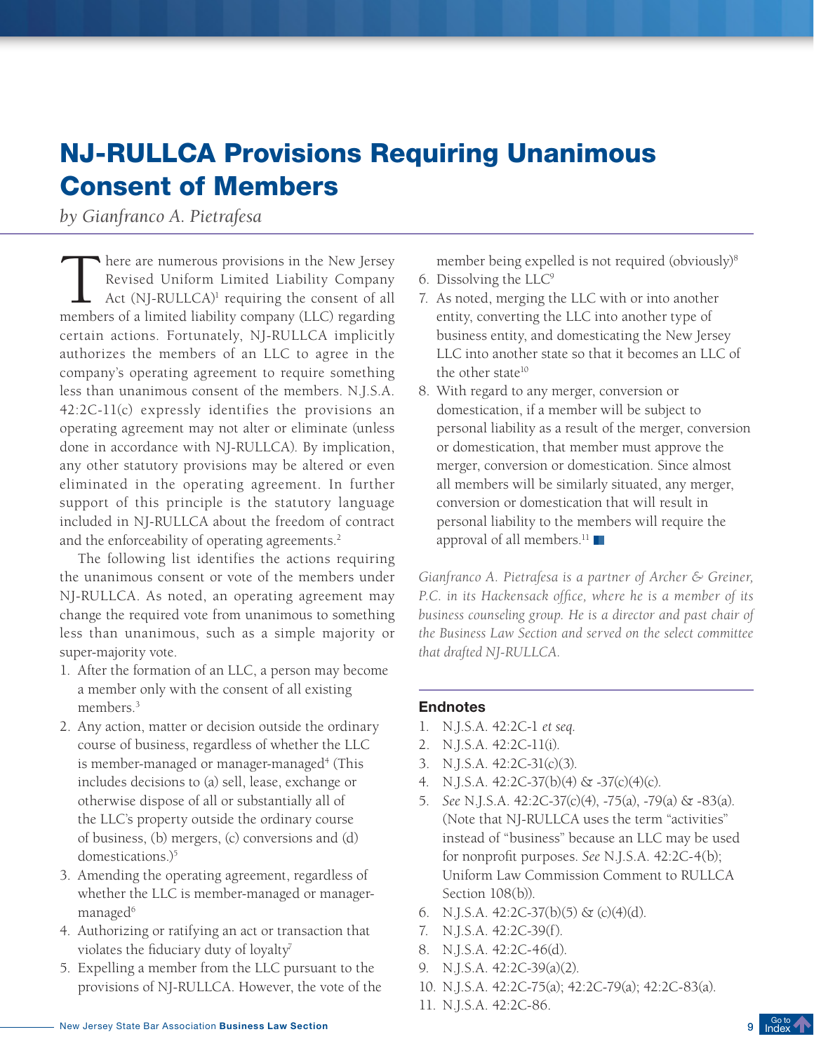# NJ-RULLCA Provisions Requiring Unanimous Consent of Members

*by Gianfranco A. Pietrafesa*

There are numerous provisions in the New Jersey Revised Uniform Limited Liability Company Act (NJ-RULLCA)[1] requiring the consent of all members of a limited liability company (LLC) regarding certain actions. Fortunately, NJ-RULLCA implicitly authorizes the members of an LLC to agree in the company's operating agreement to require something less than unanimous consent of the members. N.J.S.A. 42:2C-11(c) expressly identifies the provisions an operating agreement may not alter or eliminate (unless done in accordance with NJ-RULLCA). By implication, any other statutory provisions may be altered or even eliminated in the operating agreement. In further support of this principle is the statutory language included in NJ-RULLCA about the freedom of contract and the enforceability of operating agreements.[2]

The following list identifies the actions requiring the unanimous consent or vote of the members under NJ-RULLCA. As noted, an operating agreement may change the required vote from unanimous to something less than unanimous, such as a simple majority or super-majority vote.

1. After the formation of an LLC, a person may become a member only with the consent of all existing members.[3]
2. Any action, matter or decision outside the ordinary course of business, regardless of whether the LLC is member-managed or manager-managed[4] (This includes decisions to (a) sell, lease, exchange or otherwise dispose of all or substantially all of the LLC's property outside the ordinary course of business, (b) mergers, (c) conversions and (d) domestications.)[5]
3. Amending the operating agreement, regardless of whether the LLC is member-managed or manager-managed[6]
4. Authorizing or ratifying an act or transaction that violates the fiduciary duty of loyalty[7]
5. Expelling a member from the LLC pursuant to the provisions of NJ-RULLCA. However, the vote of the member being expelled is not required (obviously)[8]
6. Dissolving the LLC[9]
7. As noted, merging the LLC with or into another entity, converting the LLC into another type of business entity, and domesticating the New Jersey LLC into another state so that it becomes an LLC of the other state[10]
8. With regard to any merger, conversion or domestication, if a member will be subject to personal liability as a result of the merger, conversion or domestication, that member must approve the merger, conversion or domestication. Since almost all members will be similarly situated, any merger, conversion or domestication that will result in personal liability to the members will require the approval of all members.[11]

*Gianfranco A. Pietrafesa is a partner of Archer & Greiner, P.C. in its Hackensack office, where he is a member of its business counseling group. He is a director and past chair of the Business Law Section and served on the select committee that drafted NJ-RULLCA.*

## Endnotes

1. N.J.S.A. 42:2C-1 *et seq.*
2. N.J.S.A. 42:2C-11(i).
3. N.J.S.A. 42:2C-31(c)(3).
4. N.J.S.A. 42:2C-37(b)(4) & -37(c)(4)(c).
5. *See* N.J.S.A. 42:2C-37(c)(4), -75(a), -79(a) & -83(a). (Note that NJ-RULLCA uses the term "activities" instead of "business" because an LLC may be used for nonprofit purposes. *See* N.J.S.A. 42:2C-4(b); Uniform Law Commission Comment to RULLCA Section 108(b)).
6. N.J.S.A. 42:2C-37(b)(5) & (c)(4)(d).
7. N.J.S.A. 42:2C-39(f).
8. N.J.S.A. 42:2C-46(d).
9. N.J.S.A. 42:2C-39(a)(2).
10. N.J.S.A. 42:2C-75(a); 42:2C-79(a); 42:2C-83(a).
11. N.J.S.A. 42:2C-86.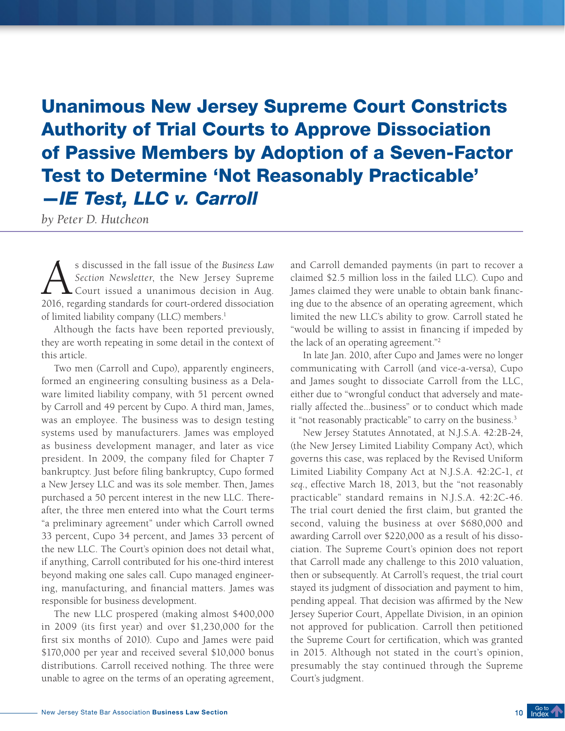# Unanimous New Jersey Supreme Court Constricts Authority of Trial Courts to Approve Dissociation of Passive Members by Adoption of a Seven-Factor Test to Determine 'Not Reasonably Practicable' —*IE Test, LLC v. Carroll*

*by Peter D. Hutcheon*

As discussed in the fall issue of the *Business Law Section Newsletter*, the New Jersey Supreme Court issued a unanimous decision in Aug. 2016, regarding standards for court-ordered dissociation of limited liability company (LLC) members.[1]

Although the facts have been reported previously, they are worth repeating in some detail in the context of this article.

Two men (Carroll and Cupo), apparently engineers, formed an engineering consulting business as a Delaware limited liability company, with 51 percent owned by Carroll and 49 percent by Cupo. A third man, James, was an employee. The business was to design testing systems used by manufacturers. James was employed as business development manager, and later as vice president. In 2009, the company filed for Chapter 7 bankruptcy. Just before filing bankruptcy, Cupo formed a New Jersey LLC and was its sole member. Then, James purchased a 50 percent interest in the new LLC. Thereafter, the three men entered into what the Court terms "a preliminary agreement" under which Carroll owned 33 percent, Cupo 34 percent, and James 33 percent of the new LLC. The Court's opinion does not detail what, if anything, Carroll contributed for his one-third interest beyond making one sales call. Cupo managed engineering, manufacturing, and financial matters. James was responsible for business development.

The new LLC prospered (making almost $400,000 in 2009 (its first year) and over $1,230,000 for the first six months of 2010). Cupo and James were paid $170,000 per year and received several $10,000 bonus distributions. Carroll received nothing. The three were unable to agree on the terms of an operating agreement, and Carroll demanded payments (in part to recover a claimed $2.5 million loss in the failed LLC). Cupo and James claimed they were unable to obtain bank financing due to the absence of an operating agreement, which limited the new LLC's ability to grow. Carroll stated he "would be willing to assist in financing if impeded by the lack of an operating agreement."[2]

In late Jan. 2010, after Cupo and James were no longer communicating with Carroll (and vice-a-versa), Cupo and James sought to dissociate Carroll from the LLC, either due to "wrongful conduct that adversely and materially affected the...business" or to conduct which made it "not reasonably practicable" to carry on the business.[3]

New Jersey Statutes Annotated, at N.J.S.A. 42:2B-24, (the New Jersey Limited Liability Company Act), which governs this case, was replaced by the Revised Uniform Limited Liability Company Act at N.J.S.A. 42:2C-1, *et seq.*, effective March 18, 2013, but the "not reasonably practicable" standard remains in N.J.S.A. 42:2C-46. The trial court denied the first claim, but granted the second, valuing the business at over $680,000 and awarding Carroll over $220,000 as a result of his dissociation. The Supreme Court's opinion does not report that Carroll made any challenge to this 2010 valuation, then or subsequently. At Carroll's request, the trial court stayed its judgment of dissociation and payment to him, pending appeal. That decision was affirmed by the New Jersey Superior Court, Appellate Division, in an opinion not approved for publication. Carroll then petitioned the Supreme Court for certification, which was granted in 2015. Although not stated in the court's opinion, presumably the stay continued through the Supreme Court's judgment.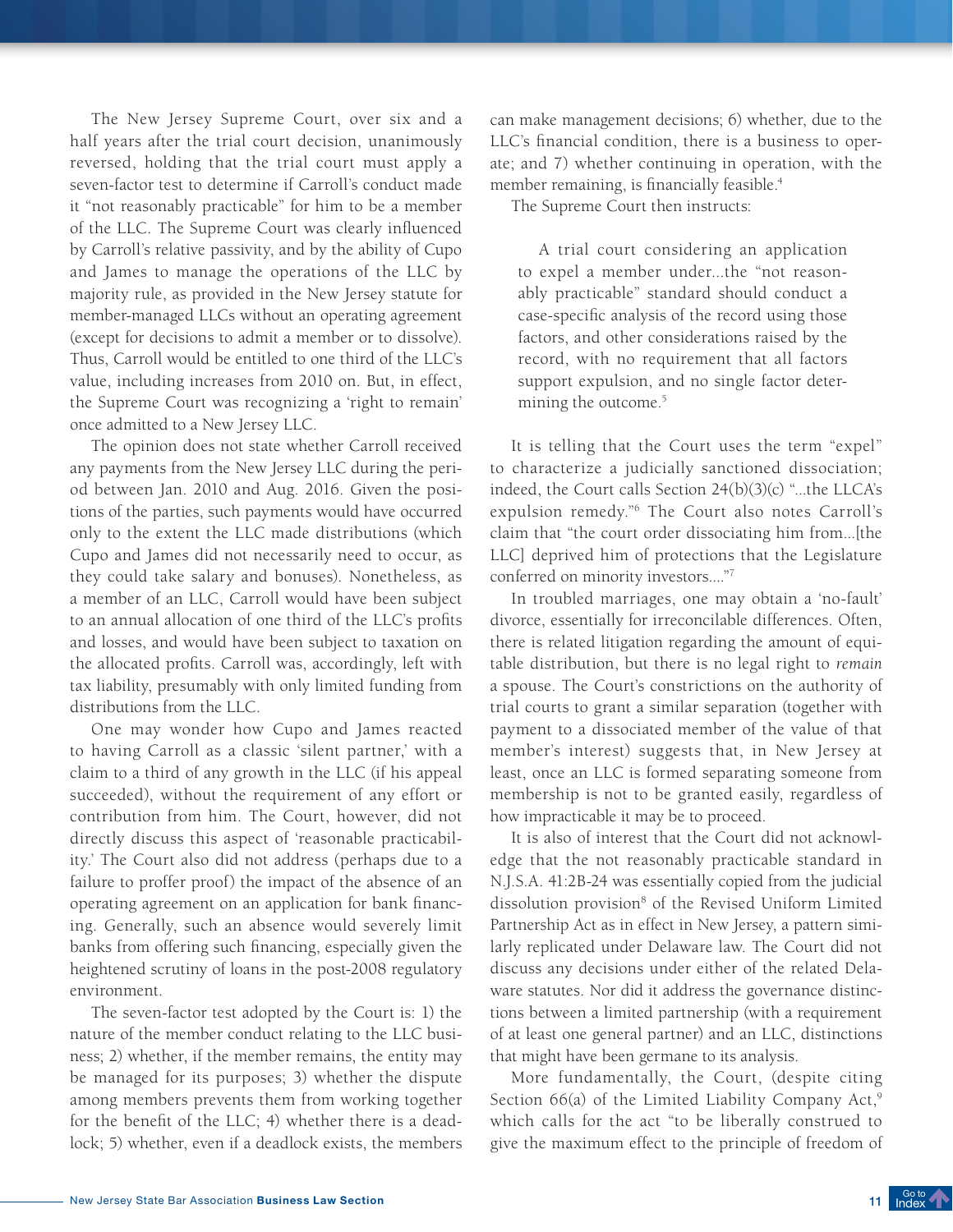The New Jersey Supreme Court, over six and a half years after the trial court decision, unanimously reversed, holding that the trial court must apply a seven-factor test to determine if Carroll's conduct made it "not reasonably practicable" for him to be a member of the LLC. The Supreme Court was clearly influenced by Carroll's relative passivity, and by the ability of Cupo and James to manage the operations of the LLC by majority rule, as provided in the New Jersey statute for member-managed LLCs without an operating agreement (except for decisions to admit a member or to dissolve). Thus, Carroll would be entitled to one third of the LLC's value, including increases from 2010 on. But, in effect, the Supreme Court was recognizing a 'right to remain' once admitted to a New Jersey LLC.

The opinion does not state whether Carroll received any payments from the New Jersey LLC during the period between Jan. 2010 and Aug. 2016. Given the positions of the parties, such payments would have occurred only to the extent the LLC made distributions (which Cupo and James did not necessarily need to occur, as they could take salary and bonuses). Nonetheless, as a member of an LLC, Carroll would have been subject to an annual allocation of one third of the LLC's profits and losses, and would have been subject to taxation on the allocated profits. Carroll was, accordingly, left with tax liability, presumably with only limited funding from distributions from the LLC.

One may wonder how Cupo and James reacted to having Carroll as a classic 'silent partner,' with a claim to a third of any growth in the LLC (if his appeal succeeded), without the requirement of any effort or contribution from him. The Court, however, did not directly discuss this aspect of 'reasonable practicability.' The Court also did not address (perhaps due to a failure to proffer proof) the impact of the absence of an operating agreement on an application for bank financing. Generally, such an absence would severely limit banks from offering such financing, especially given the heightened scrutiny of loans in the post-2008 regulatory environment.

The seven-factor test adopted by the Court is: 1) the nature of the member conduct relating to the LLC business; 2) whether, if the member remains, the entity may be managed for its purposes; 3) whether the dispute among members prevents them from working together for the benefit of the LLC; 4) whether there is a deadlock; 5) whether, even if a deadlock exists, the members can make management decisions; 6) whether, due to the LLC's financial condition, there is a business to operate; and 7) whether continuing in operation, with the member remaining, is financially feasible.[4]

The Supreme Court then instructs:

> A trial court considering an application to expel a member under...the "not reasonably practicable" standard should conduct a case-specific analysis of the record using those factors, and other considerations raised by the record, with no requirement that all factors support expulsion, and no single factor determining the outcome.[5]

It is telling that the Court uses the term "expel" to characterize a judicially sanctioned dissociation; indeed, the Court calls Section 24(b)(3)(c) "...the LLCA's expulsion remedy."[6] The Court also notes Carroll's claim that "the court order dissociating him from...[the LLC] deprived him of protections that the Legislature conferred on minority investors...."[7]

In troubled marriages, one may obtain a 'no-fault' divorce, essentially for irreconcilable differences. Often, there is related litigation regarding the amount of equitable distribution, but there is no legal right to *remain* a spouse. The Court's constrictions on the authority of trial courts to grant a similar separation (together with payment to a dissociated member of the value of that member's interest) suggests that, in New Jersey at least, once an LLC is formed separating someone from membership is not to be granted easily, regardless of how impracticable it may be to proceed.

It is also of interest that the Court did not acknowledge that the not reasonably practicable standard in N.J.S.A. 41:2B-24 was essentially copied from the judicial dissolution provision[8] of the Revised Uniform Limited Partnership Act as in effect in New Jersey, a pattern similarly replicated under Delaware law. The Court did not discuss any decisions under either of the related Delaware statutes. Nor did it address the governance distinctions between a limited partnership (with a requirement of at least one general partner) and an LLC, distinctions that might have been germane to its analysis.

More fundamentally, the Court, (despite citing Section 66(a) of the Limited Liability Company Act,[9] which calls for the act "to be liberally construed to give the maximum effect to the principle of freedom of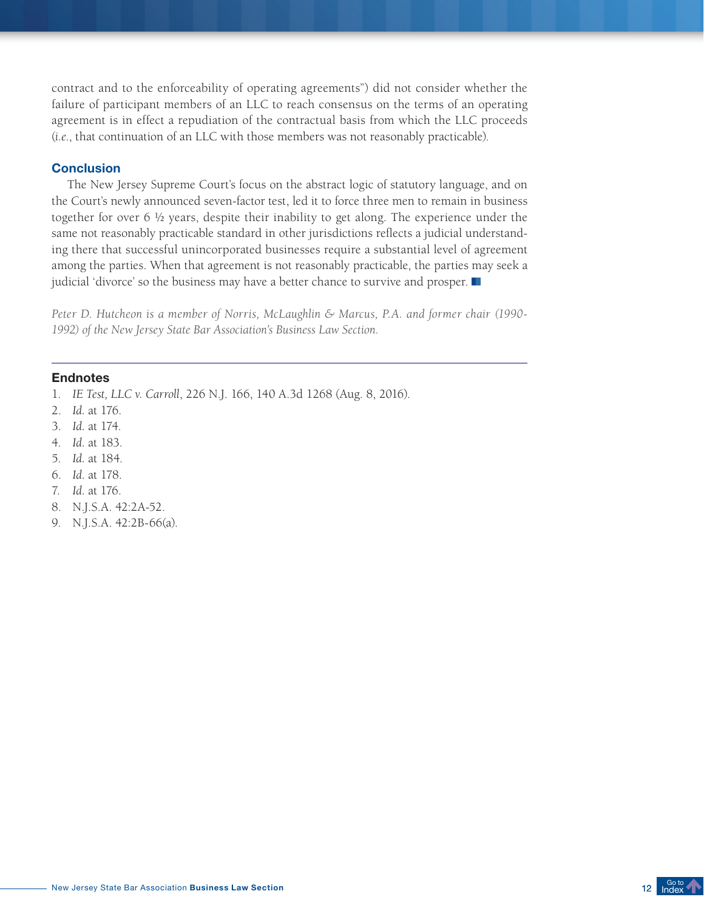contract and to the enforceability of operating agreements") did not consider whether the failure of participant members of an LLC to reach consensus on the terms of an operating agreement is in effect a repudiation of the contractual basis from which the LLC proceeds (*i.e.*, that continuation of an LLC with those members was not reasonably practicable).

## Conclusion

The New Jersey Supreme Court's focus on the abstract logic of statutory language, and on the Court's newly announced seven-factor test, led it to force three men to remain in business together for over 6 ½ years, despite their inability to get along. The experience under the same not reasonably practicable standard in other jurisdictions reflects a judicial understanding there that successful unincorporated businesses require a substantial level of agreement among the parties. When that agreement is not reasonably practicable, the parties may seek a judicial 'divorce' so the business may have a better chance to survive and prosper. ■

*Peter D. Hutcheon is a member of Norris, McLaughlin & Marcus, P.A. and former chair (1990-1992) of the New Jersey State Bar Association's Business Law Section.*

---

## Endnotes

1. *IE Test, LLC v. Carroll*, 226 N.J. 166, 140 A.3d 1268 (Aug. 8, 2016).
2. *Id.* at 176.
3. *Id.* at 174.
4. *Id.* at 183.
5. *Id.* at 184.
6. *Id.* at 178.
7. *Id.* at 176.
8. N.J.S.A. 42:2A-52.
9. N.J.S.A. 42:2B-66(a).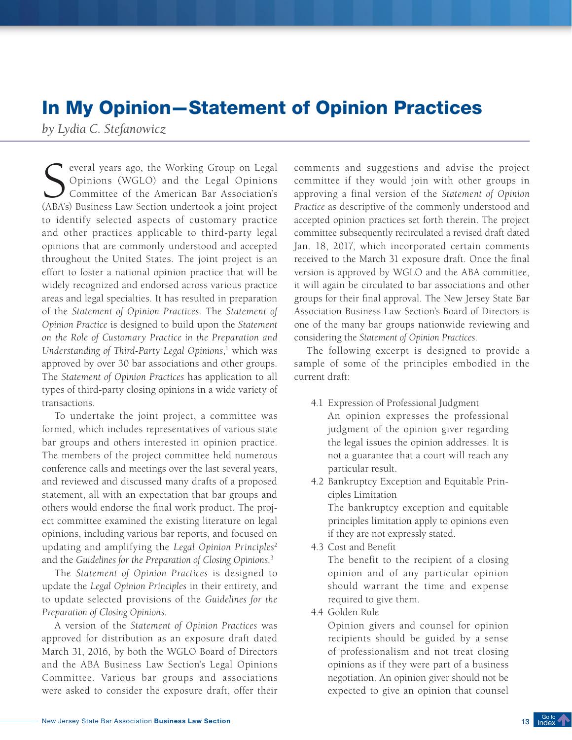# In My Opinion—Statement of Opinion Practices

*by Lydia C. Stefanowicz*

Several years ago, the Working Group on Legal Opinions (WGLO) and the Legal Opinions Committee of the American Bar Association's (ABA's) Business Law Section undertook a joint project to identify selected aspects of customary practice and other practices applicable to third-party legal opinions that are commonly understood and accepted throughout the United States. The joint project is an effort to foster a national opinion practice that will be widely recognized and endorsed across various practice areas and legal specialties. It has resulted in preparation of the *Statement of Opinion Practices*. The *Statement of Opinion Practice* is designed to build upon the *Statement on the Role of Customary Practice in the Preparation and Understanding of Third-Party Legal Opinions*,[1] which was approved by over 30 bar associations and other groups. The *Statement of Opinion Practices* has application to all types of third-party closing opinions in a wide variety of transactions.

To undertake the joint project, a committee was formed, which includes representatives of various state bar groups and others interested in opinion practice. The members of the project committee held numerous conference calls and meetings over the last several years, and reviewed and discussed many drafts of a proposed statement, all with an expectation that bar groups and others would endorse the final work product. The project committee examined the existing literature on legal opinions, including various bar reports, and focused on updating and amplifying the *Legal Opinion Principles*[2] and the *Guidelines for the Preparation of Closing Opinions*.[3]

The *Statement of Opinion Practices* is designed to update the *Legal Opinion Principles* in their entirety, and to update selected provisions of the *Guidelines for the Preparation of Closing Opinions*.

A version of the *Statement of Opinion Practices* was approved for distribution as an exposure draft dated March 31, 2016, by both the WGLO Board of Directors and the ABA Business Law Section's Legal Opinions Committee. Various bar groups and associations were asked to consider the exposure draft, offer their comments and suggestions and advise the project committee if they would join with other groups in approving a final version of the *Statement of Opinion Practice* as descriptive of the commonly understood and accepted opinion practices set forth therein. The project committee subsequently recirculated a revised draft dated Jan. 18, 2017, which incorporated certain comments received to the March 31 exposure draft. Once the final version is approved by WGLO and the ABA committee, it will again be circulated to bar associations and other groups for their final approval. The New Jersey State Bar Association Business Law Section's Board of Directors is one of the many bar groups nationwide reviewing and considering the *Statement of Opinion Practices*.

The following excerpt is designed to provide a sample of some of the principles embodied in the current draft:

> 4.1 Expression of Professional Judgment
> An opinion expresses the professional judgment of the opinion giver regarding the legal issues the opinion addresses. It is not a guarantee that a court will reach any particular result.
>
> 4.2 Bankruptcy Exception and Equitable Principles Limitation
> The bankruptcy exception and equitable principles limitation apply to opinions even if they are not expressly stated.
>
> 4.3 Cost and Benefit
> The benefit to the recipient of a closing opinion and of any particular opinion should warrant the time and expense required to give them.
>
> 4.4 Golden Rule
> Opinion givers and counsel for opinion recipients should be guided by a sense of professionalism and not treat closing opinions as if they were part of a business negotiation. An opinion giver should not be expected to give an opinion that counsel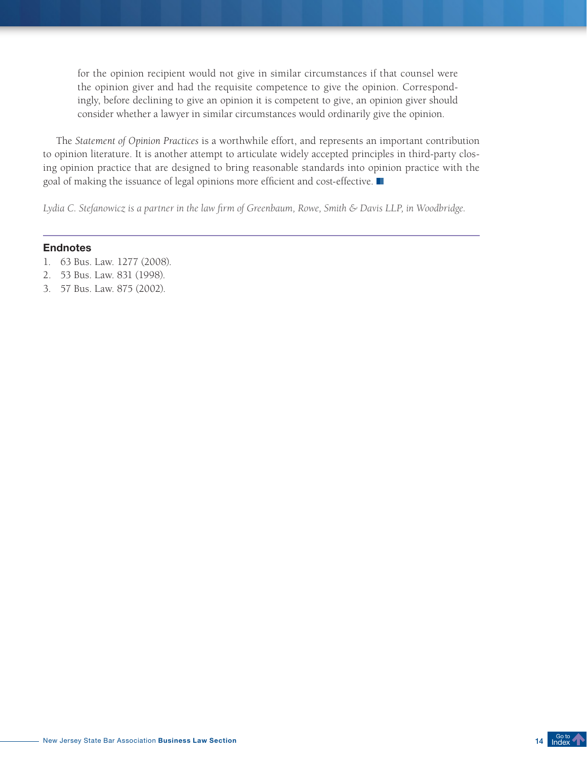for the opinion recipient would not give in similar circumstances if that counsel were the opinion giver and had the requisite competence to give the opinion. Correspondingly, before declining to give an opinion it is competent to give, an opinion giver should consider whether a lawyer in similar circumstances would ordinarily give the opinion.

The *Statement of Opinion Practices* is a worthwhile effort, and represents an important contribution to opinion literature. It is another attempt to articulate widely accepted principles in third-party closing opinion practice that are designed to bring reasonable standards into opinion practice with the goal of making the issuance of legal opinions more efficient and cost-effective.

*Lydia C. Stefanowicz is a partner in the law firm of Greenbaum, Rowe, Smith & Davis LLP, in Woodbridge.*

---

## Endnotes

1. 63 Bus. Law. 1277 (2008).
2. 53 Bus. Law. 831 (1998).
3. 57 Bus. Law. 875 (2002).